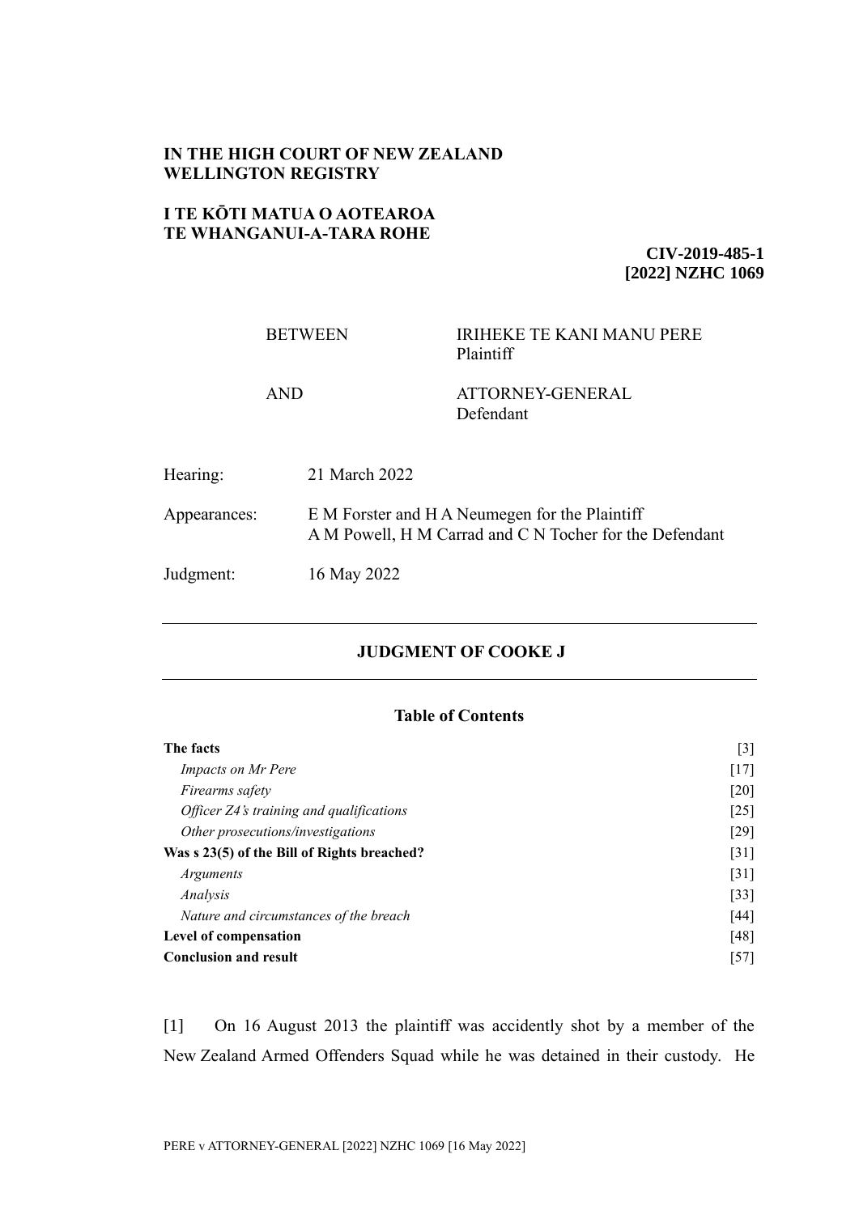**IN THE HIGH COURT OF NEW ZEALAND**
**WELLINGTON REGISTRY**

**I TE KŌTI MATUA O AOTEAROA**
**TE WHANGANUI-A-TARA ROHE**

**CIV-2019-485-1**
**[2022] NZHC 1069**

| | |
|---|---|
| BETWEEN | IRIHEKE TE KANI MANU PERE<br>Plaintiff |
| AND | ATTORNEY-GENERAL<br>Defendant |

| | |
|---|---|
| Hearing: | 21 March 2022 |
| Appearances: | E M Forster and H A Neumegen for the Plaintiff<br>A M Powell, H M Carrad and C N Tocher for the Defendant |
| Judgment: | 16 May 2022 |

---

## JUDGMENT OF COOKE J

---

### Table of Contents

| | |
|---|---|
| **The facts** | [3] |
| *Impacts on Mr Pere* | [17] |
| *Firearms safety* | [20] |
| *Officer Z4's training and qualifications* | [25] |
| *Other prosecutions/investigations* | [29] |
| **Was s 23(5) of the Bill of Rights breached?** | [31] |
| *Arguments* | [31] |
| *Analysis* | [33] |
| *Nature and circumstances of the breach* | [44] |
| **Level of compensation** | [48] |
| **Conclusion and result** | [57] |

[1] On 16 August 2013 the plaintiff was accidently shot by a member of the New Zealand Armed Offenders Squad while he was detained in their custody. He

PERE v ATTORNEY-GENERAL [2022] NZHC 1069 [16 May 2022]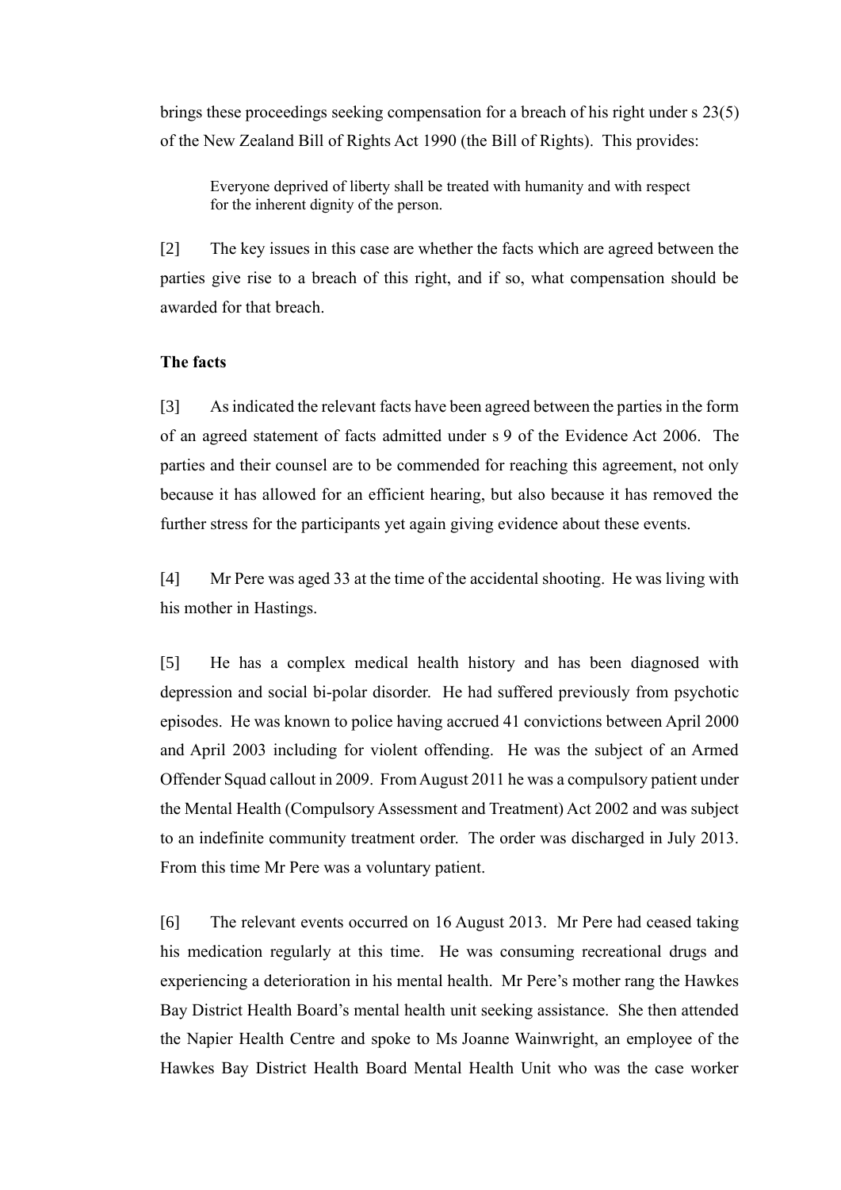brings these proceedings seeking compensation for a breach of his right under s 23(5) of the New Zealand Bill of Rights Act 1990 (the Bill of Rights). This provides:

> Everyone deprived of liberty shall be treated with humanity and with respect for the inherent dignity of the person.

[2] The key issues in this case are whether the facts which are agreed between the parties give rise to a breach of this right, and if so, what compensation should be awarded for that breach.

**The facts**

[3] As indicated the relevant facts have been agreed between the parties in the form of an agreed statement of facts admitted under s 9 of the Evidence Act 2006. The parties and their counsel are to be commended for reaching this agreement, not only because it has allowed for an efficient hearing, but also because it has removed the further stress for the participants yet again giving evidence about these events.

[4] Mr Pere was aged 33 at the time of the accidental shooting. He was living with his mother in Hastings.

[5] He has a complex medical health history and has been diagnosed with depression and social bi-polar disorder. He had suffered previously from psychotic episodes. He was known to police having accrued 41 convictions between April 2000 and April 2003 including for violent offending. He was the subject of an Armed Offender Squad callout in 2009. From August 2011 he was a compulsory patient under the Mental Health (Compulsory Assessment and Treatment) Act 2002 and was subject to an indefinite community treatment order. The order was discharged in July 2013. From this time Mr Pere was a voluntary patient.

[6] The relevant events occurred on 16 August 2013. Mr Pere had ceased taking his medication regularly at this time. He was consuming recreational drugs and experiencing a deterioration in his mental health. Mr Pere's mother rang the Hawkes Bay District Health Board's mental health unit seeking assistance. She then attended the Napier Health Centre and spoke to Ms Joanne Wainwright, an employee of the Hawkes Bay District Health Board Mental Health Unit who was the case worker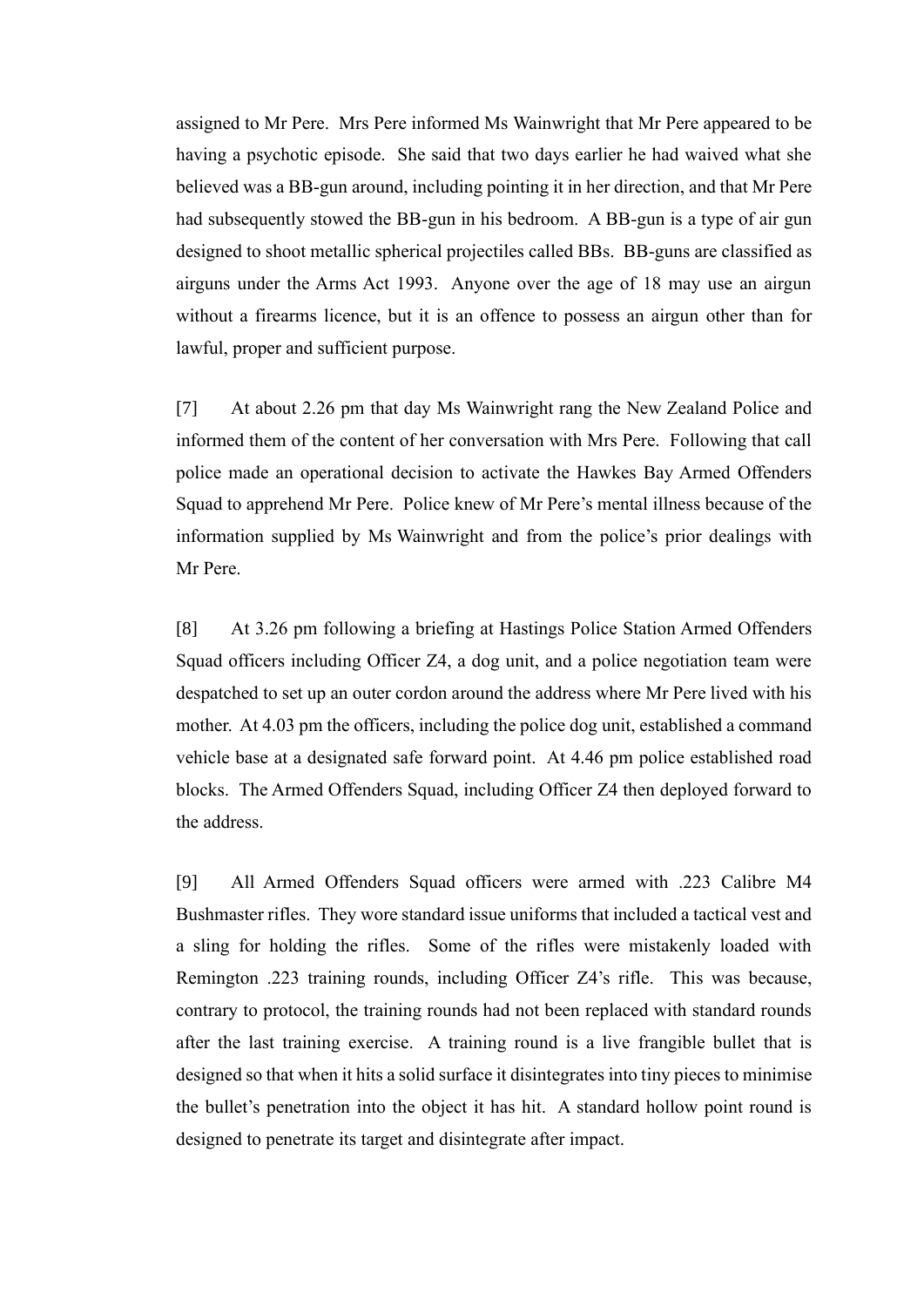assigned to Mr Pere. Mrs Pere informed Ms Wainwright that Mr Pere appeared to be having a psychotic episode. She said that two days earlier he had waived what she believed was a BB-gun around, including pointing it in her direction, and that Mr Pere had subsequently stowed the BB-gun in his bedroom. A BB-gun is a type of air gun designed to shoot metallic spherical projectiles called BBs. BB-guns are classified as airguns under the Arms Act 1993. Anyone over the age of 18 may use an airgun without a firearms licence, but it is an offence to possess an airgun other than for lawful, proper and sufficient purpose.

[7] At about 2.26 pm that day Ms Wainwright rang the New Zealand Police and informed them of the content of her conversation with Mrs Pere. Following that call police made an operational decision to activate the Hawkes Bay Armed Offenders Squad to apprehend Mr Pere. Police knew of Mr Pere's mental illness because of the information supplied by Ms Wainwright and from the police's prior dealings with Mr Pere.

[8] At 3.26 pm following a briefing at Hastings Police Station Armed Offenders Squad officers including Officer Z4, a dog unit, and a police negotiation team were despatched to set up an outer cordon around the address where Mr Pere lived with his mother. At 4.03 pm the officers, including the police dog unit, established a command vehicle base at a designated safe forward point. At 4.46 pm police established road blocks. The Armed Offenders Squad, including Officer Z4 then deployed forward to the address.

[9] All Armed Offenders Squad officers were armed with .223 Calibre M4 Bushmaster rifles. They wore standard issue uniforms that included a tactical vest and a sling for holding the rifles. Some of the rifles were mistakenly loaded with Remington .223 training rounds, including Officer Z4's rifle. This was because, contrary to protocol, the training rounds had not been replaced with standard rounds after the last training exercise. A training round is a live frangible bullet that is designed so that when it hits a solid surface it disintegrates into tiny pieces to minimise the bullet's penetration into the object it has hit. A standard hollow point round is designed to penetrate its target and disintegrate after impact.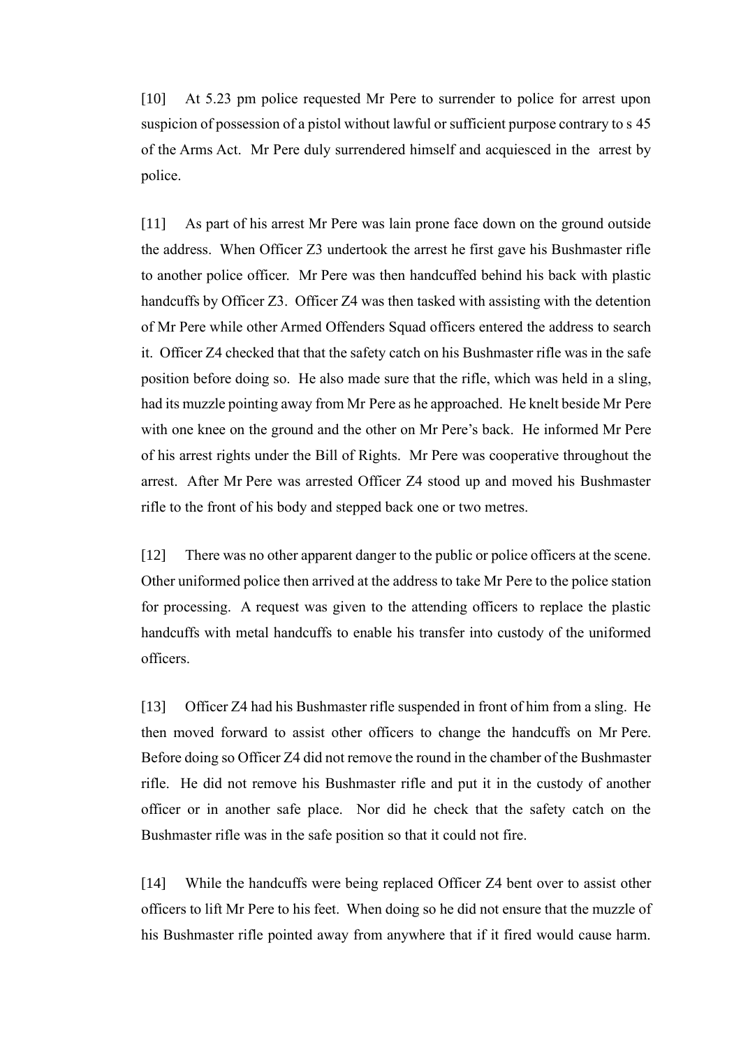[10] At 5.23 pm police requested Mr Pere to surrender to police for arrest upon suspicion of possession of a pistol without lawful or sufficient purpose contrary to s 45 of the Arms Act. Mr Pere duly surrendered himself and acquiesced in the arrest by police.

[11] As part of his arrest Mr Pere was lain prone face down on the ground outside the address. When Officer Z3 undertook the arrest he first gave his Bushmaster rifle to another police officer. Mr Pere was then handcuffed behind his back with plastic handcuffs by Officer Z3. Officer Z4 was then tasked with assisting with the detention of Mr Pere while other Armed Offenders Squad officers entered the address to search it. Officer Z4 checked that that the safety catch on his Bushmaster rifle was in the safe position before doing so. He also made sure that the rifle, which was held in a sling, had its muzzle pointing away from Mr Pere as he approached. He knelt beside Mr Pere with one knee on the ground and the other on Mr Pere's back. He informed Mr Pere of his arrest rights under the Bill of Rights. Mr Pere was cooperative throughout the arrest. After Mr Pere was arrested Officer Z4 stood up and moved his Bushmaster rifle to the front of his body and stepped back one or two metres.

[12] There was no other apparent danger to the public or police officers at the scene. Other uniformed police then arrived at the address to take Mr Pere to the police station for processing. A request was given to the attending officers to replace the plastic handcuffs with metal handcuffs to enable his transfer into custody of the uniformed officers.

[13] Officer Z4 had his Bushmaster rifle suspended in front of him from a sling. He then moved forward to assist other officers to change the handcuffs on Mr Pere. Before doing so Officer Z4 did not remove the round in the chamber of the Bushmaster rifle. He did not remove his Bushmaster rifle and put it in the custody of another officer or in another safe place. Nor did he check that the safety catch on the Bushmaster rifle was in the safe position so that it could not fire.

[14] While the handcuffs were being replaced Officer Z4 bent over to assist other officers to lift Mr Pere to his feet. When doing so he did not ensure that the muzzle of his Bushmaster rifle pointed away from anywhere that if it fired would cause harm.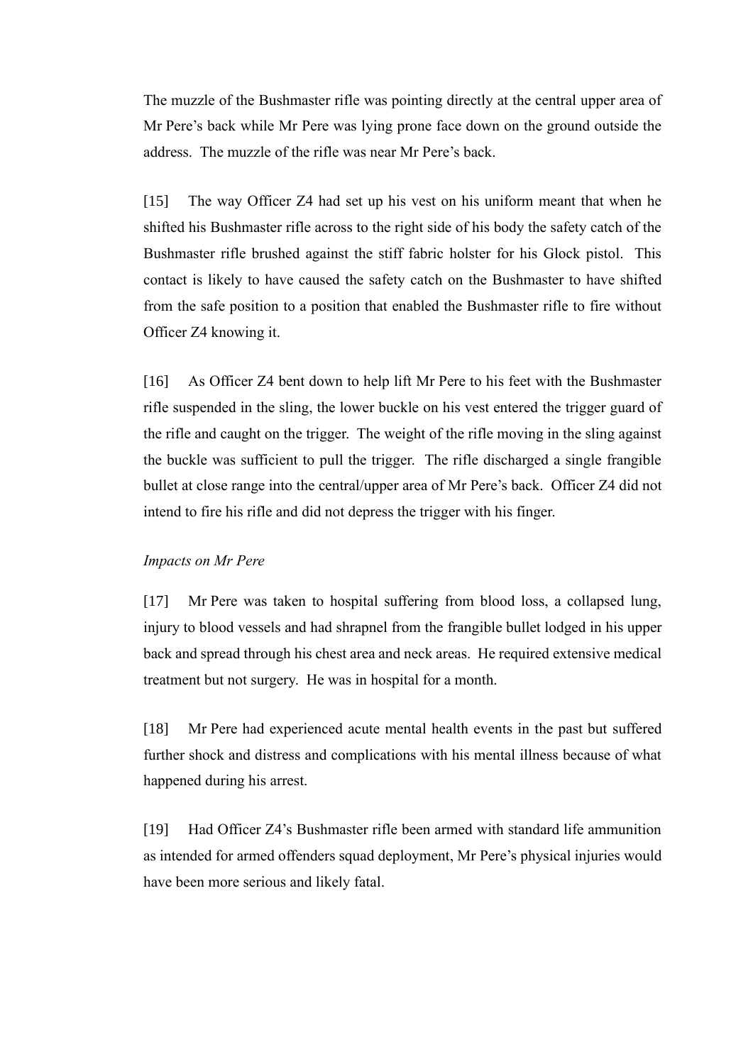The muzzle of the Bushmaster rifle was pointing directly at the central upper area of Mr Pere's back while Mr Pere was lying prone face down on the ground outside the address. The muzzle of the rifle was near Mr Pere's back.

[15] The way Officer Z4 had set up his vest on his uniform meant that when he shifted his Bushmaster rifle across to the right side of his body the safety catch of the Bushmaster rifle brushed against the stiff fabric holster for his Glock pistol. This contact is likely to have caused the safety catch on the Bushmaster to have shifted from the safe position to a position that enabled the Bushmaster rifle to fire without Officer Z4 knowing it.

[16] As Officer Z4 bent down to help lift Mr Pere to his feet with the Bushmaster rifle suspended in the sling, the lower buckle on his vest entered the trigger guard of the rifle and caught on the trigger. The weight of the rifle moving in the sling against the buckle was sufficient to pull the trigger. The rifle discharged a single frangible bullet at close range into the central/upper area of Mr Pere's back. Officer Z4 did not intend to fire his rifle and did not depress the trigger with his finger.

*Impacts on Mr Pere*

[17] Mr Pere was taken to hospital suffering from blood loss, a collapsed lung, injury to blood vessels and had shrapnel from the frangible bullet lodged in his upper back and spread through his chest area and neck areas. He required extensive medical treatment but not surgery. He was in hospital for a month.

[18] Mr Pere had experienced acute mental health events in the past but suffered further shock and distress and complications with his mental illness because of what happened during his arrest.

[19] Had Officer Z4's Bushmaster rifle been armed with standard life ammunition as intended for armed offenders squad deployment, Mr Pere's physical injuries would have been more serious and likely fatal.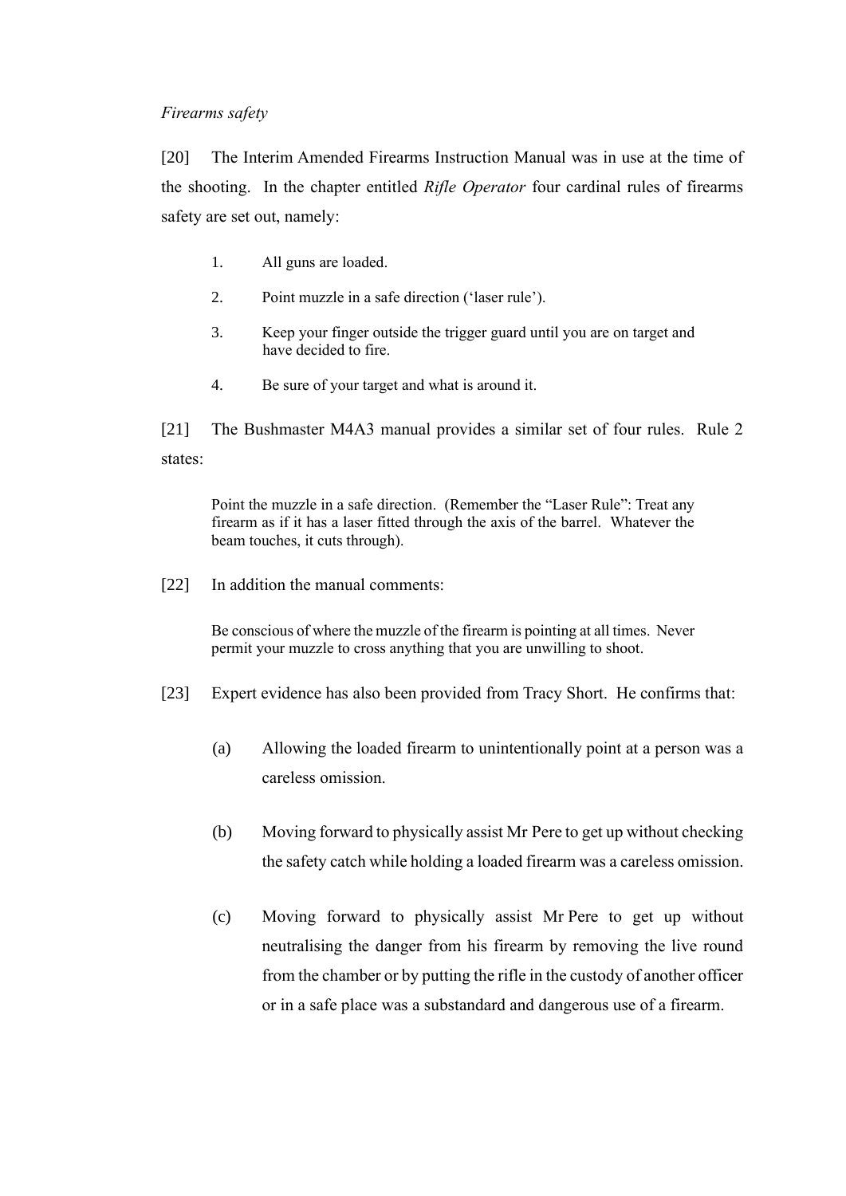*Firearms safety*

[20] The Interim Amended Firearms Instruction Manual was in use at the time of the shooting. In the chapter entitled *Rifle Operator* four cardinal rules of firearms safety are set out, namely:

> 1. All guns are loaded.
> 2. Point muzzle in a safe direction ('laser rule').
> 3. Keep your finger outside the trigger guard until you are on target and have decided to fire.
> 4. Be sure of your target and what is around it.

[21] The Bushmaster M4A3 manual provides a similar set of four rules. Rule 2 states:

> Point the muzzle in a safe direction. (Remember the "Laser Rule": Treat any firearm as if it has a laser fitted through the axis of the barrel. Whatever the beam touches, it cuts through).

[22] In addition the manual comments:

> Be conscious of where the muzzle of the firearm is pointing at all times. Never permit your muzzle to cross anything that you are unwilling to shoot.

[23] Expert evidence has also been provided from Tracy Short. He confirms that:

(a) Allowing the loaded firearm to unintentionally point at a person was a careless omission.

(b) Moving forward to physically assist Mr Pere to get up without checking the safety catch while holding a loaded firearm was a careless omission.

(c) Moving forward to physically assist Mr Pere to get up without neutralising the danger from his firearm by removing the live round from the chamber or by putting the rifle in the custody of another officer or in a safe place was a substandard and dangerous use of a firearm.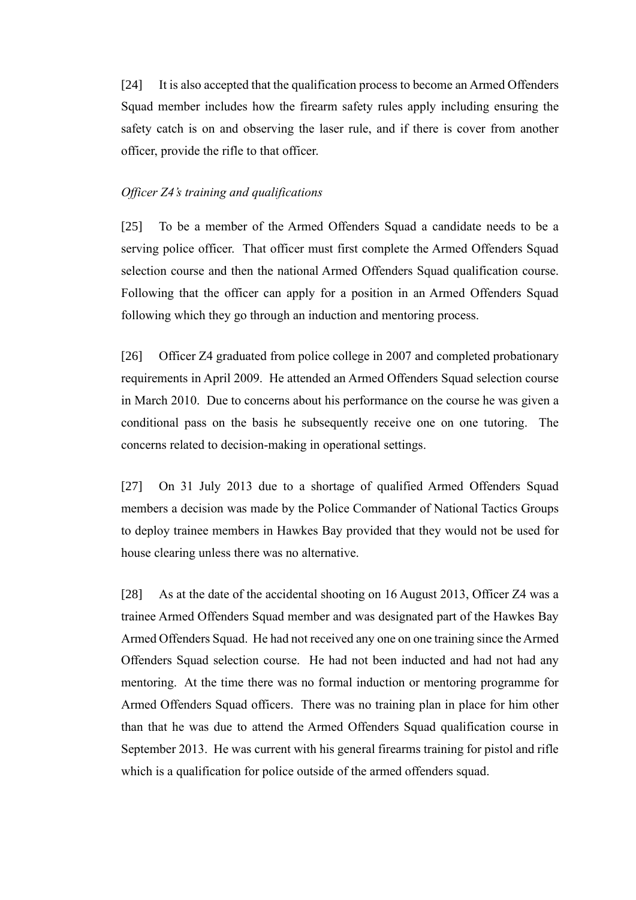[24] It is also accepted that the qualification process to become an Armed Offenders Squad member includes how the firearm safety rules apply including ensuring the safety catch is on and observing the laser rule, and if there is cover from another officer, provide the rifle to that officer.

*Officer Z4's training and qualifications*

[25] To be a member of the Armed Offenders Squad a candidate needs to be a serving police officer. That officer must first complete the Armed Offenders Squad selection course and then the national Armed Offenders Squad qualification course. Following that the officer can apply for a position in an Armed Offenders Squad following which they go through an induction and mentoring process.

[26] Officer Z4 graduated from police college in 2007 and completed probationary requirements in April 2009. He attended an Armed Offenders Squad selection course in March 2010. Due to concerns about his performance on the course he was given a conditional pass on the basis he subsequently receive one on one tutoring. The concerns related to decision-making in operational settings.

[27] On 31 July 2013 due to a shortage of qualified Armed Offenders Squad members a decision was made by the Police Commander of National Tactics Groups to deploy trainee members in Hawkes Bay provided that they would not be used for house clearing unless there was no alternative.

[28] As at the date of the accidental shooting on 16 August 2013, Officer Z4 was a trainee Armed Offenders Squad member and was designated part of the Hawkes Bay Armed Offenders Squad. He had not received any one on one training since the Armed Offenders Squad selection course. He had not been inducted and had not had any mentoring. At the time there was no formal induction or mentoring programme for Armed Offenders Squad officers. There was no training plan in place for him other than that he was due to attend the Armed Offenders Squad qualification course in September 2013. He was current with his general firearms training for pistol and rifle which is a qualification for police outside of the armed offenders squad.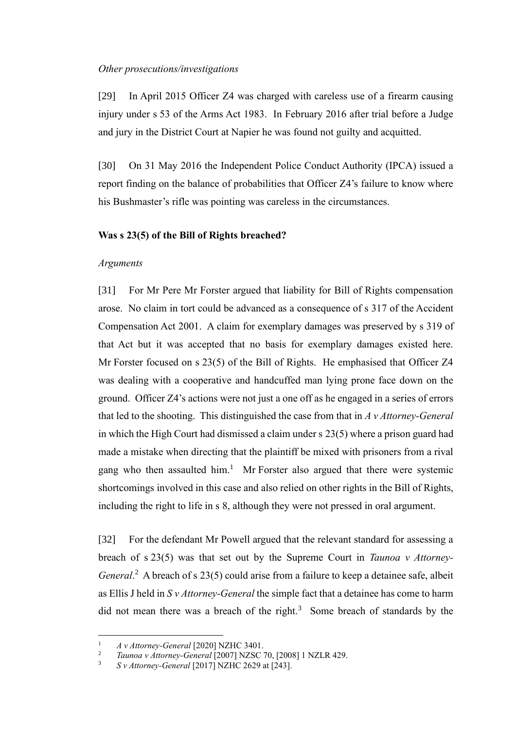*Other prosecutions/investigations*

[29] In April 2015 Officer Z4 was charged with careless use of a firearm causing injury under s 53 of the Arms Act 1983. In February 2016 after trial before a Judge and jury in the District Court at Napier he was found not guilty and acquitted.

[30] On 31 May 2016 the Independent Police Conduct Authority (IPCA) issued a report finding on the balance of probabilities that Officer Z4's failure to know where his Bushmaster's rifle was pointing was careless in the circumstances.

**Was s 23(5) of the Bill of Rights breached?**

*Arguments*

[31] For Mr Pere Mr Forster argued that liability for Bill of Rights compensation arose. No claim in tort could be advanced as a consequence of s 317 of the Accident Compensation Act 2001. A claim for exemplary damages was preserved by s 319 of that Act but it was accepted that no basis for exemplary damages existed here. Mr Forster focused on s 23(5) of the Bill of Rights. He emphasised that Officer Z4 was dealing with a cooperative and handcuffed man lying prone face down on the ground. Officer Z4's actions were not just a one off as he engaged in a series of errors that led to the shooting. This distinguished the case from that in *A v Attorney-General* in which the High Court had dismissed a claim under s 23(5) where a prison guard had made a mistake when directing that the plaintiff be mixed with prisoners from a rival gang who then assaulted him.[1] Mr Forster also argued that there were systemic shortcomings involved in this case and also relied on other rights in the Bill of Rights, including the right to life in s 8, although they were not pressed in oral argument.

[32] For the defendant Mr Powell argued that the relevant standard for assessing a breach of s 23(5) was that set out by the Supreme Court in *Taunoa v Attorney-General*.[2] A breach of s 23(5) could arise from a failure to keep a detainee safe, albeit as Ellis J held in *S v Attorney-General* the simple fact that a detainee has come to harm did not mean there was a breach of the right.[3] Some breach of standards by the

[1] *A v Attorney-General* [2020] NZHC 3401.
[2] *Taunoa v Attorney-General* [2007] NZSC 70, [2008] 1 NZLR 429.
[3] *S v Attorney-General* [2017] NZHC 2629 at [243].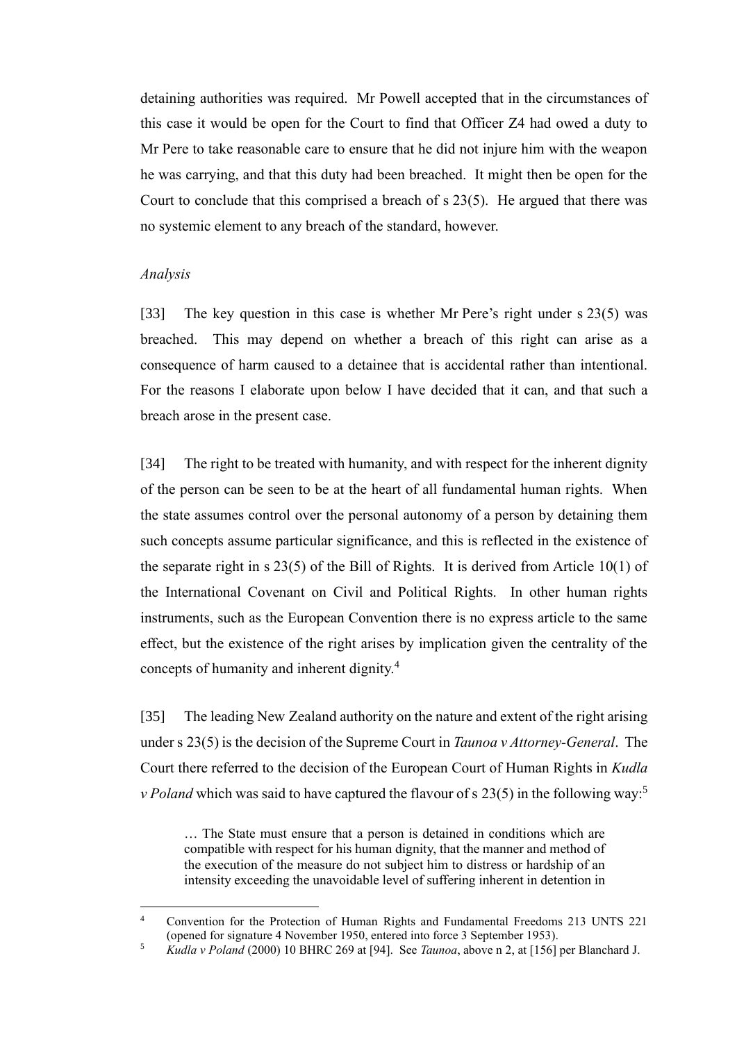detaining authorities was required. Mr Powell accepted that in the circumstances of this case it would be open for the Court to find that Officer Z4 had owed a duty to Mr Pere to take reasonable care to ensure that he did not injure him with the weapon he was carrying, and that this duty had been breached. It might then be open for the Court to conclude that this comprised a breach of s 23(5). He argued that there was no systemic element to any breach of the standard, however.

*Analysis*

[33] The key question in this case is whether Mr Pere's right under s 23(5) was breached. This may depend on whether a breach of this right can arise as a consequence of harm caused to a detainee that is accidental rather than intentional. For the reasons I elaborate upon below I have decided that it can, and that such a breach arose in the present case.

[34] The right to be treated with humanity, and with respect for the inherent dignity of the person can be seen to be at the heart of all fundamental human rights. When the state assumes control over the personal autonomy of a person by detaining them such concepts assume particular significance, and this is reflected in the existence of the separate right in s 23(5) of the Bill of Rights. It is derived from Article 10(1) of the International Covenant on Civil and Political Rights. In other human rights instruments, such as the European Convention there is no express article to the same effect, but the existence of the right arises by implication given the centrality of the concepts of humanity and inherent dignity.[4]

[35] The leading New Zealand authority on the nature and extent of the right arising under s 23(5) is the decision of the Supreme Court in *Taunoa v Attorney-General*. The Court there referred to the decision of the European Court of Human Rights in *Kudla v Poland* which was said to have captured the flavour of s 23(5) in the following way:[5]

> … The State must ensure that a person is detained in conditions which are compatible with respect for his human dignity, that the manner and method of the execution of the measure do not subject him to distress or hardship of an intensity exceeding the unavoidable level of suffering inherent in detention in

---

[4] Convention for the Protection of Human Rights and Fundamental Freedoms 213 UNTS 221 (opened for signature 4 November 1950, entered into force 3 September 1953).

[5] *Kudla v Poland* (2000) 10 BHRC 269 at [94]. See *Taunoa*, above n 2, at [156] per Blanchard J.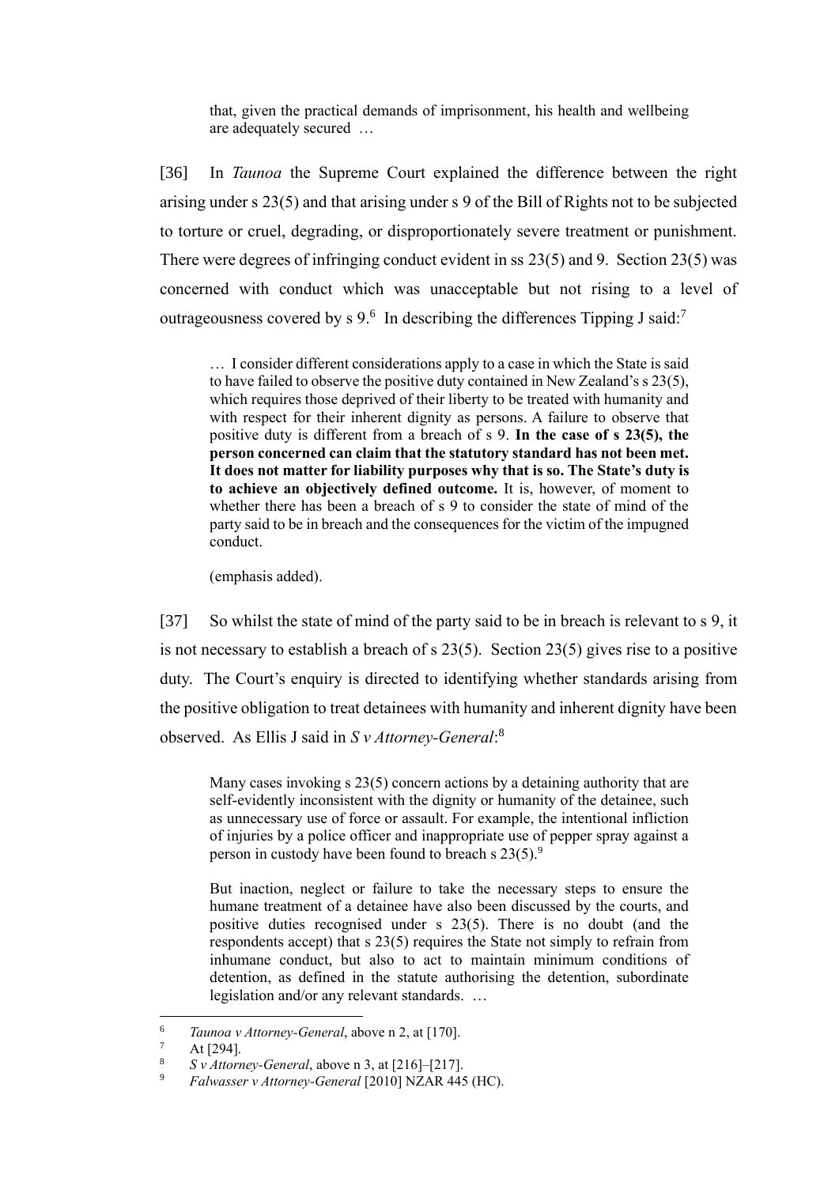> that, given the practical demands of imprisonment, his health and wellbeing are adequately secured …

[36] In *Taunoa* the Supreme Court explained the difference between the right arising under s 23(5) and that arising under s 9 of the Bill of Rights not to be subjected to torture or cruel, degrading, or disproportionately severe treatment or punishment. There were degrees of infringing conduct evident in ss 23(5) and 9. Section 23(5) was concerned with conduct which was unacceptable but not rising to a level of outrageousness covered by s 9.[6] In describing the differences Tipping J said:[7]

> … I consider different considerations apply to a case in which the State is said to have failed to observe the positive duty contained in New Zealand's s 23(5), which requires those deprived of their liberty to be treated with humanity and with respect for their inherent dignity as persons. A failure to observe that positive duty is different from a breach of s 9. **In the case of s 23(5), the person concerned can claim that the statutory standard has not been met. It does not matter for liability purposes why that is so. The State's duty is to achieve an objectively defined outcome.** It is, however, of moment to whether there has been a breach of s 9 to consider the state of mind of the party said to be in breach and the consequences for the victim of the impugned conduct.
>
> (emphasis added).

[37] So whilst the state of mind of the party said to be in breach is relevant to s 9, it is not necessary to establish a breach of s 23(5). Section 23(5) gives rise to a positive duty. The Court's enquiry is directed to identifying whether standards arising from the positive obligation to treat detainees with humanity and inherent dignity have been observed. As Ellis J said in *S v Attorney-General*:[8]

> Many cases invoking s 23(5) concern actions by a detaining authority that are self-evidently inconsistent with the dignity or humanity of the detainee, such as unnecessary use of force or assault. For example, the intentional infliction of injuries by a police officer and inappropriate use of pepper spray against a person in custody have been found to breach s 23(5).[9]
>
> But inaction, neglect or failure to take the necessary steps to ensure the humane treatment of a detainee have also been discussed by the courts, and positive duties recognised under s 23(5). There is no doubt (and the respondents accept) that s 23(5) requires the State not simply to refrain from inhumane conduct, but also to act to maintain minimum conditions of detention, as defined in the statute authorising the detention, subordinate legislation and/or any relevant standards. …

---

[6] *Taunoa v Attorney-General*, above n 2, at [170].

[7] At [294].

[8] *S v Attorney-General*, above n 3, at [216]–[217].

[9] *Falwasser v Attorney-General* [2010] NZAR 445 (HC).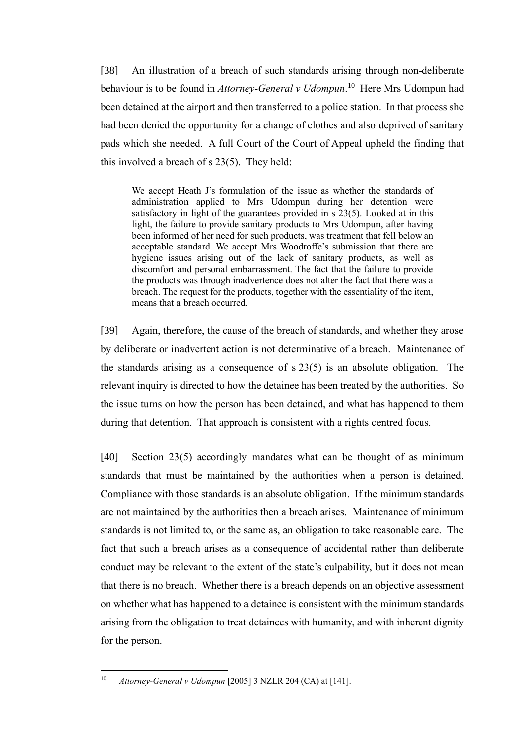[38] An illustration of a breach of such standards arising through non-deliberate behaviour is to be found in *Attorney-General v Udompun*.[10] Here Mrs Udompun had been detained at the airport and then transferred to a police station. In that process she had been denied the opportunity for a change of clothes and also deprived of sanitary pads which she needed. A full Court of the Court of Appeal upheld the finding that this involved a breach of s 23(5). They held:

> We accept Heath J's formulation of the issue as whether the standards of administration applied to Mrs Udompun during her detention were satisfactory in light of the guarantees provided in s 23(5). Looked at in this light, the failure to provide sanitary products to Mrs Udompun, after having been informed of her need for such products, was treatment that fell below an acceptable standard. We accept Mrs Woodroffe's submission that there are hygiene issues arising out of the lack of sanitary products, as well as discomfort and personal embarrassment. The fact that the failure to provide the products was through inadvertence does not alter the fact that there was a breach. The request for the products, together with the essentiality of the item, means that a breach occurred.

[39] Again, therefore, the cause of the breach of standards, and whether they arose by deliberate or inadvertent action is not determinative of a breach. Maintenance of the standards arising as a consequence of s 23(5) is an absolute obligation. The relevant inquiry is directed to how the detainee has been treated by the authorities. So the issue turns on how the person has been detained, and what has happened to them during that detention. That approach is consistent with a rights centred focus.

[40] Section 23(5) accordingly mandates what can be thought of as minimum standards that must be maintained by the authorities when a person is detained. Compliance with those standards is an absolute obligation. If the minimum standards are not maintained by the authorities then a breach arises. Maintenance of minimum standards is not limited to, or the same as, an obligation to take reasonable care. The fact that such a breach arises as a consequence of accidental rather than deliberate conduct may be relevant to the extent of the state's culpability, but it does not mean that there is no breach. Whether there is a breach depends on an objective assessment on whether what has happened to a detainee is consistent with the minimum standards arising from the obligation to treat detainees with humanity, and with inherent dignity for the person.

---

[10] *Attorney-General v Udompun* [2005] 3 NZLR 204 (CA) at [141].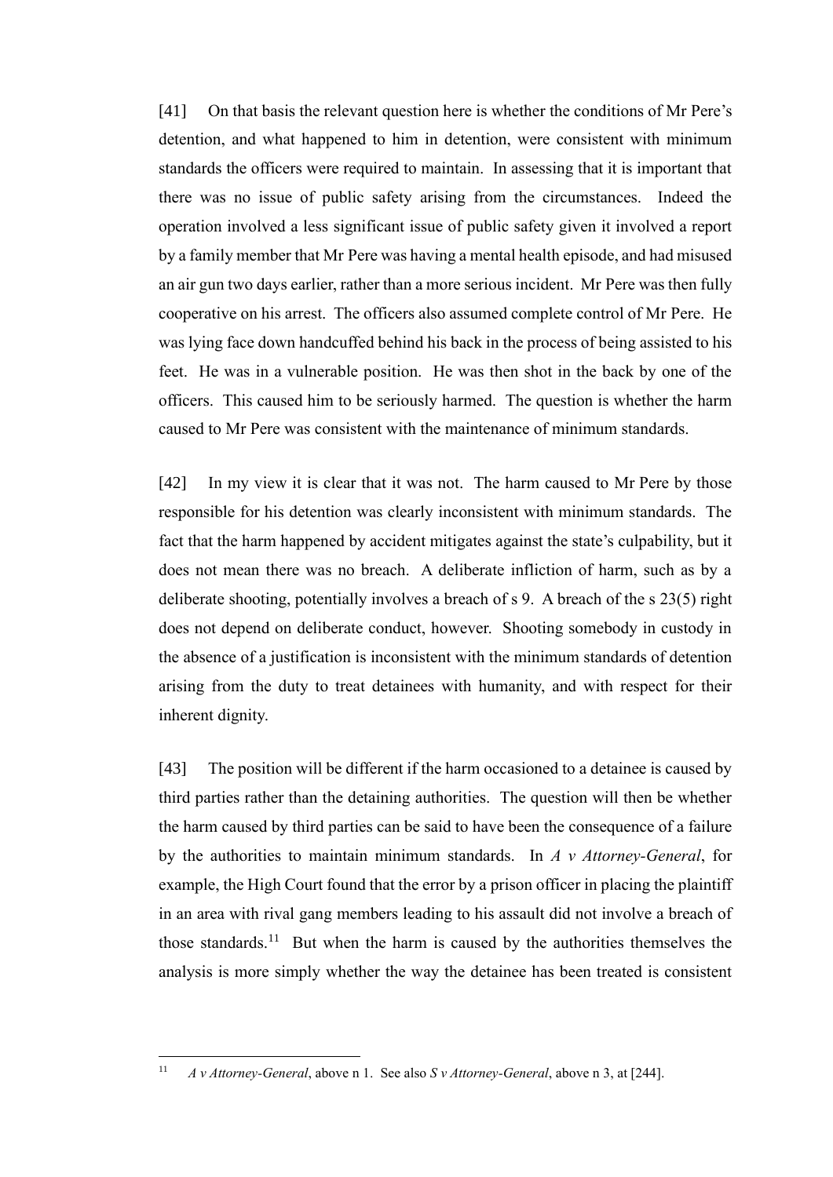[41] On that basis the relevant question here is whether the conditions of Mr Pere's detention, and what happened to him in detention, were consistent with minimum standards the officers were required to maintain. In assessing that it is important that there was no issue of public safety arising from the circumstances. Indeed the operation involved a less significant issue of public safety given it involved a report by a family member that Mr Pere was having a mental health episode, and had misused an air gun two days earlier, rather than a more serious incident. Mr Pere was then fully cooperative on his arrest. The officers also assumed complete control of Mr Pere. He was lying face down handcuffed behind his back in the process of being assisted to his feet. He was in a vulnerable position. He was then shot in the back by one of the officers. This caused him to be seriously harmed. The question is whether the harm caused to Mr Pere was consistent with the maintenance of minimum standards.

[42] In my view it is clear that it was not. The harm caused to Mr Pere by those responsible for his detention was clearly inconsistent with minimum standards. The fact that the harm happened by accident mitigates against the state's culpability, but it does not mean there was no breach. A deliberate infliction of harm, such as by a deliberate shooting, potentially involves a breach of s 9. A breach of the s 23(5) right does not depend on deliberate conduct, however. Shooting somebody in custody in the absence of a justification is inconsistent with the minimum standards of detention arising from the duty to treat detainees with humanity, and with respect for their inherent dignity.

[43] The position will be different if the harm occasioned to a detainee is caused by third parties rather than the detaining authorities. The question will then be whether the harm caused by third parties can be said to have been the consequence of a failure by the authorities to maintain minimum standards. In *A v Attorney-General*, for example, the High Court found that the error by a prison officer in placing the plaintiff in an area with rival gang members leading to his assault did not involve a breach of those standards.[11] But when the harm is caused by the authorities themselves the analysis is more simply whether the way the detainee has been treated is consistent

---

[11] *A v Attorney-General*, above n 1. See also *S v Attorney-General*, above n 3, at [244].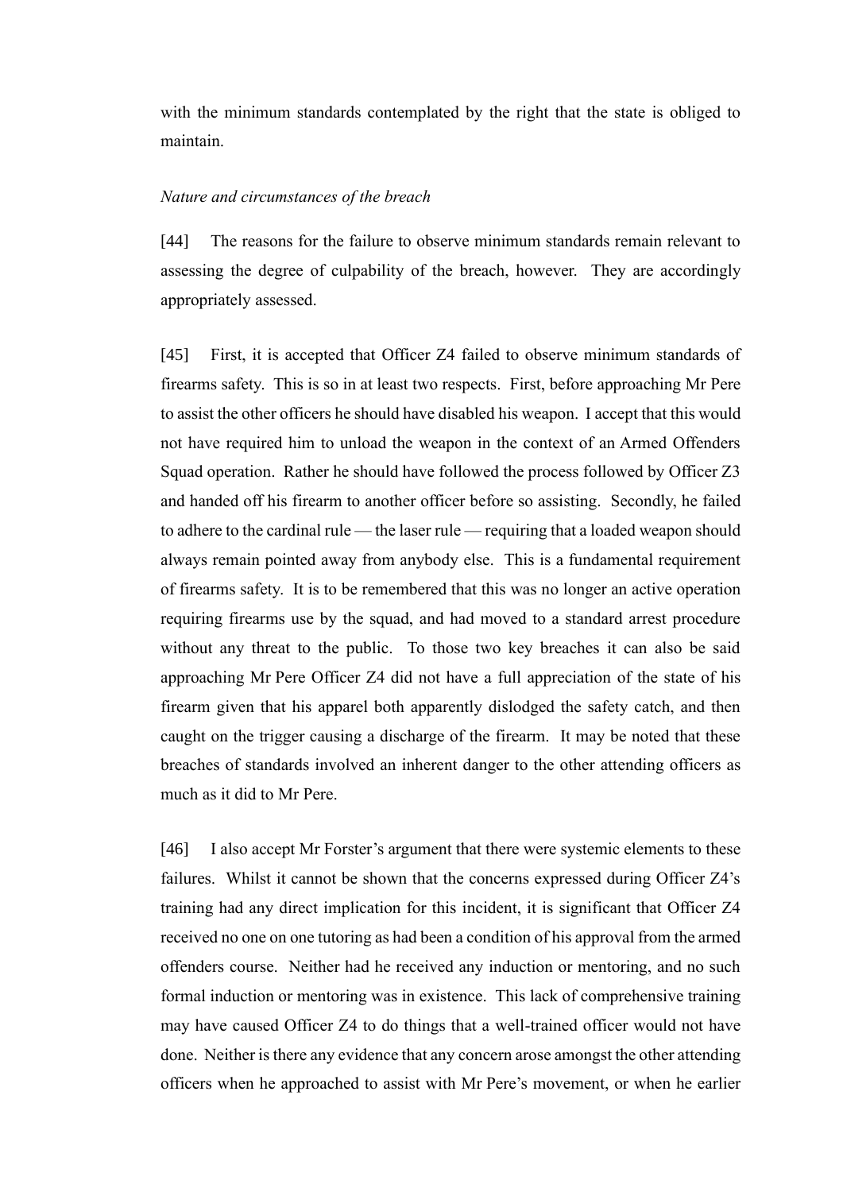with the minimum standards contemplated by the right that the state is obliged to maintain.

*Nature and circumstances of the breach*

[44] The reasons for the failure to observe minimum standards remain relevant to assessing the degree of culpability of the breach, however. They are accordingly appropriately assessed.

[45] First, it is accepted that Officer Z4 failed to observe minimum standards of firearms safety. This is so in at least two respects. First, before approaching Mr Pere to assist the other officers he should have disabled his weapon. I accept that this would not have required him to unload the weapon in the context of an Armed Offenders Squad operation. Rather he should have followed the process followed by Officer Z3 and handed off his firearm to another officer before so assisting. Secondly, he failed to adhere to the cardinal rule — the laser rule — requiring that a loaded weapon should always remain pointed away from anybody else. This is a fundamental requirement of firearms safety. It is to be remembered that this was no longer an active operation requiring firearms use by the squad, and had moved to a standard arrest procedure without any threat to the public. To those two key breaches it can also be said approaching Mr Pere Officer Z4 did not have a full appreciation of the state of his firearm given that his apparel both apparently dislodged the safety catch, and then caught on the trigger causing a discharge of the firearm. It may be noted that these breaches of standards involved an inherent danger to the other attending officers as much as it did to Mr Pere.

[46] I also accept Mr Forster's argument that there were systemic elements to these failures. Whilst it cannot be shown that the concerns expressed during Officer Z4's training had any direct implication for this incident, it is significant that Officer Z4 received no one on one tutoring as had been a condition of his approval from the armed offenders course. Neither had he received any induction or mentoring, and no such formal induction or mentoring was in existence. This lack of comprehensive training may have caused Officer Z4 to do things that a well-trained officer would not have done. Neither is there any evidence that any concern arose amongst the other attending officers when he approached to assist with Mr Pere's movement, or when he earlier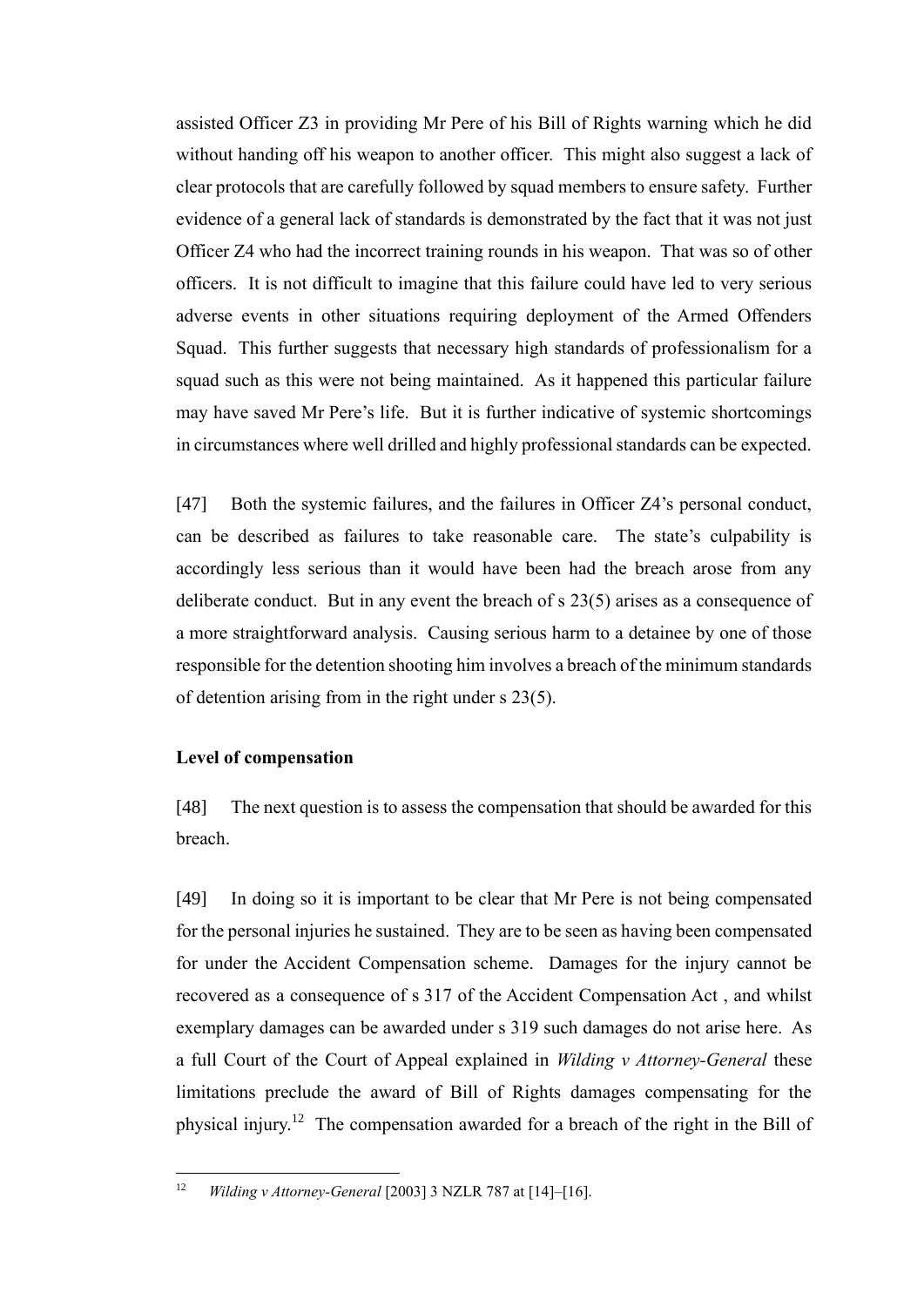assisted Officer Z3 in providing Mr Pere of his Bill of Rights warning which he did without handing off his weapon to another officer. This might also suggest a lack of clear protocols that are carefully followed by squad members to ensure safety. Further evidence of a general lack of standards is demonstrated by the fact that it was not just Officer Z4 who had the incorrect training rounds in his weapon. That was so of other officers. It is not difficult to imagine that this failure could have led to very serious adverse events in other situations requiring deployment of the Armed Offenders Squad. This further suggests that necessary high standards of professionalism for a squad such as this were not being maintained. As it happened this particular failure may have saved Mr Pere's life. But it is further indicative of systemic shortcomings in circumstances where well drilled and highly professional standards can be expected.

[47] Both the systemic failures, and the failures in Officer Z4's personal conduct, can be described as failures to take reasonable care. The state's culpability is accordingly less serious than it would have been had the breach arose from any deliberate conduct. But in any event the breach of s 23(5) arises as a consequence of a more straightforward analysis. Causing serious harm to a detainee by one of those responsible for the detention shooting him involves a breach of the minimum standards of detention arising from in the right under s 23(5).

## Level of compensation

[48] The next question is to assess the compensation that should be awarded for this breach.

[49] In doing so it is important to be clear that Mr Pere is not being compensated for the personal injuries he sustained. They are to be seen as having been compensated for under the Accident Compensation scheme. Damages for the injury cannot be recovered as a consequence of s 317 of the Accident Compensation Act , and whilst exemplary damages can be awarded under s 319 such damages do not arise here. As a full Court of the Court of Appeal explained in *Wilding v Attorney-General* these limitations preclude the award of Bill of Rights damages compensating for the physical injury.[12] The compensation awarded for a breach of the right in the Bill of

[12] *Wilding v Attorney-General* [2003] 3 NZLR 787 at [14]–[16].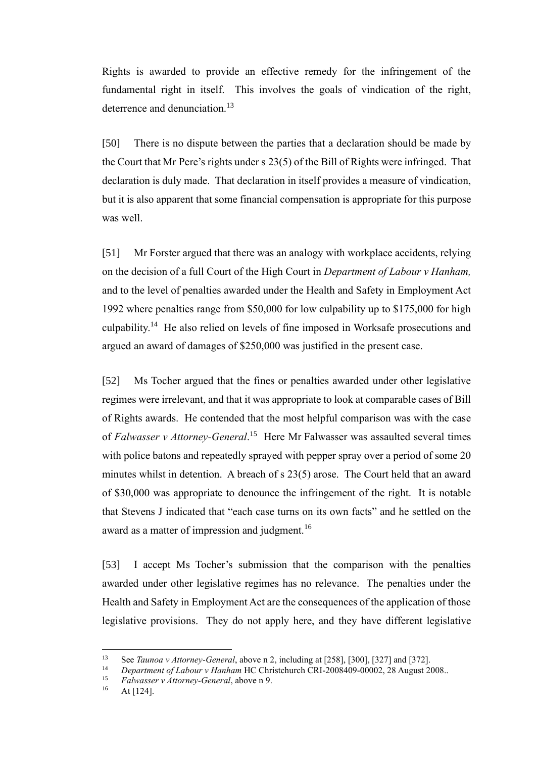Rights is awarded to provide an effective remedy for the infringement of the fundamental right in itself. This involves the goals of vindication of the right, deterrence and denunciation.[13]

[50] There is no dispute between the parties that a declaration should be made by the Court that Mr Pere's rights under s 23(5) of the Bill of Rights were infringed. That declaration is duly made. That declaration in itself provides a measure of vindication, but it is also apparent that some financial compensation is appropriate for this purpose was well.

[51] Mr Forster argued that there was an analogy with workplace accidents, relying on the decision of a full Court of the High Court in *Department of Labour v Hanham,* and to the level of penalties awarded under the Health and Safety in Employment Act 1992 where penalties range from $50,000 for low culpability up to $175,000 for high culpability.[14] He also relied on levels of fine imposed in Worksafe prosecutions and argued an award of damages of $250,000 was justified in the present case.

[52] Ms Tocher argued that the fines or penalties awarded under other legislative regimes were irrelevant, and that it was appropriate to look at comparable cases of Bill of Rights awards. He contended that the most helpful comparison was with the case of *Falwasser v Attorney-General*.[15] Here Mr Falwasser was assaulted several times with police batons and repeatedly sprayed with pepper spray over a period of some 20 minutes whilst in detention. A breach of s 23(5) arose. The Court held that an award of $30,000 was appropriate to denounce the infringement of the right. It is notable that Stevens J indicated that "each case turns on its own facts" and he settled on the award as a matter of impression and judgment.[16]

[53] I accept Ms Tocher's submission that the comparison with the penalties awarded under other legislative regimes has no relevance. The penalties under the Health and Safety in Employment Act are the consequences of the application of those legislative provisions. They do not apply here, and they have different legislative

---

[13] See *Taunoa v Attorney-General*, above n 2, including at [258], [300], [327] and [372].

[14] *Department of Labour v Hanham* HC Christchurch CRI-2008409-00002, 28 August 2008..

[15] *Falwasser v Attorney-General*, above n 9.

[16] At [124].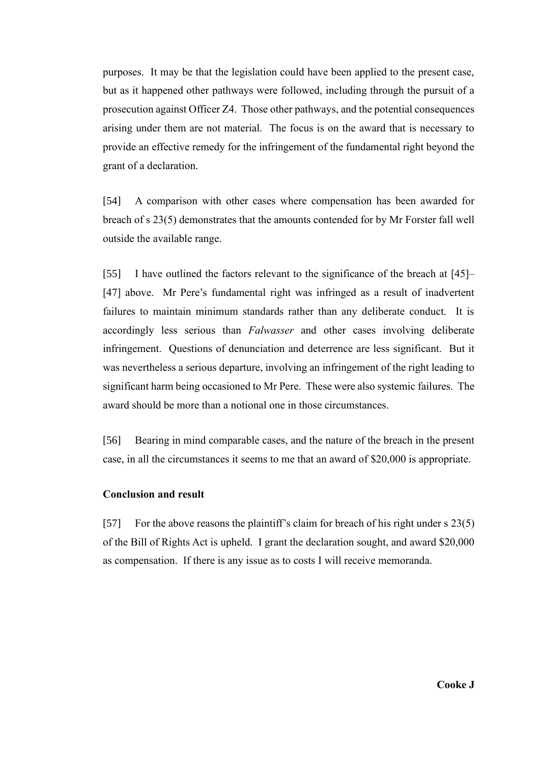purposes. It may be that the legislation could have been applied to the present case, but as it happened other pathways were followed, including through the pursuit of a prosecution against Officer Z4. Those other pathways, and the potential consequences arising under them are not material. The focus is on the award that is necessary to provide an effective remedy for the infringement of the fundamental right beyond the grant of a declaration.

[54] A comparison with other cases where compensation has been awarded for breach of s 23(5) demonstrates that the amounts contended for by Mr Forster fall well outside the available range.

[55] I have outlined the factors relevant to the significance of the breach at [45]–[47] above. Mr Pere's fundamental right was infringed as a result of inadvertent failures to maintain minimum standards rather than any deliberate conduct. It is accordingly less serious than *Falwasser* and other cases involving deliberate infringement. Questions of denunciation and deterrence are less significant. But it was nevertheless a serious departure, involving an infringement of the right leading to significant harm being occasioned to Mr Pere. These were also systemic failures. The award should be more than a notional one in those circumstances.

[56] Bearing in mind comparable cases, and the nature of the breach in the present case, in all the circumstances it seems to me that an award of $20,000 is appropriate.

**Conclusion and result**

[57] For the above reasons the plaintiff's claim for breach of his right under s 23(5) of the Bill of Rights Act is upheld. I grant the declaration sought, and award $20,000 as compensation. If there is any issue as to costs I will receive memoranda.

**Cooke J**